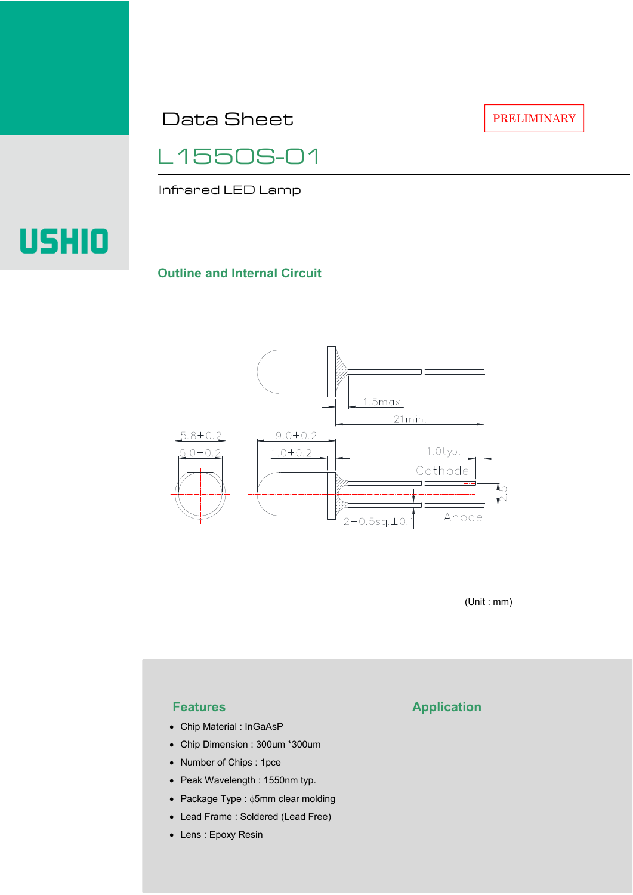USHIO

PRELIMINARY

# Data Sheet

# L1550S-01

Infrared LED Lamp

## Outline and Internal Circuit

1.5max.

21min.

5.8±0.2

5.0±0.2

9.0±0.2

1.0±0.2

1.0typ.

Cathode

2.5

2−0.5sq.±0.1

Anode

(Unit : mm)

## Features

- Chip Material : InGaAsP
- Chip Dimension : 300um *300um
- Number of Chips : 1pce
- Peak Wavelength : 1550nm typ.
- Package Type : ϕ5mm clear molding
- Lead Frame : Soldered (Lead Free)
- Lens : Epoxy Resin

## Application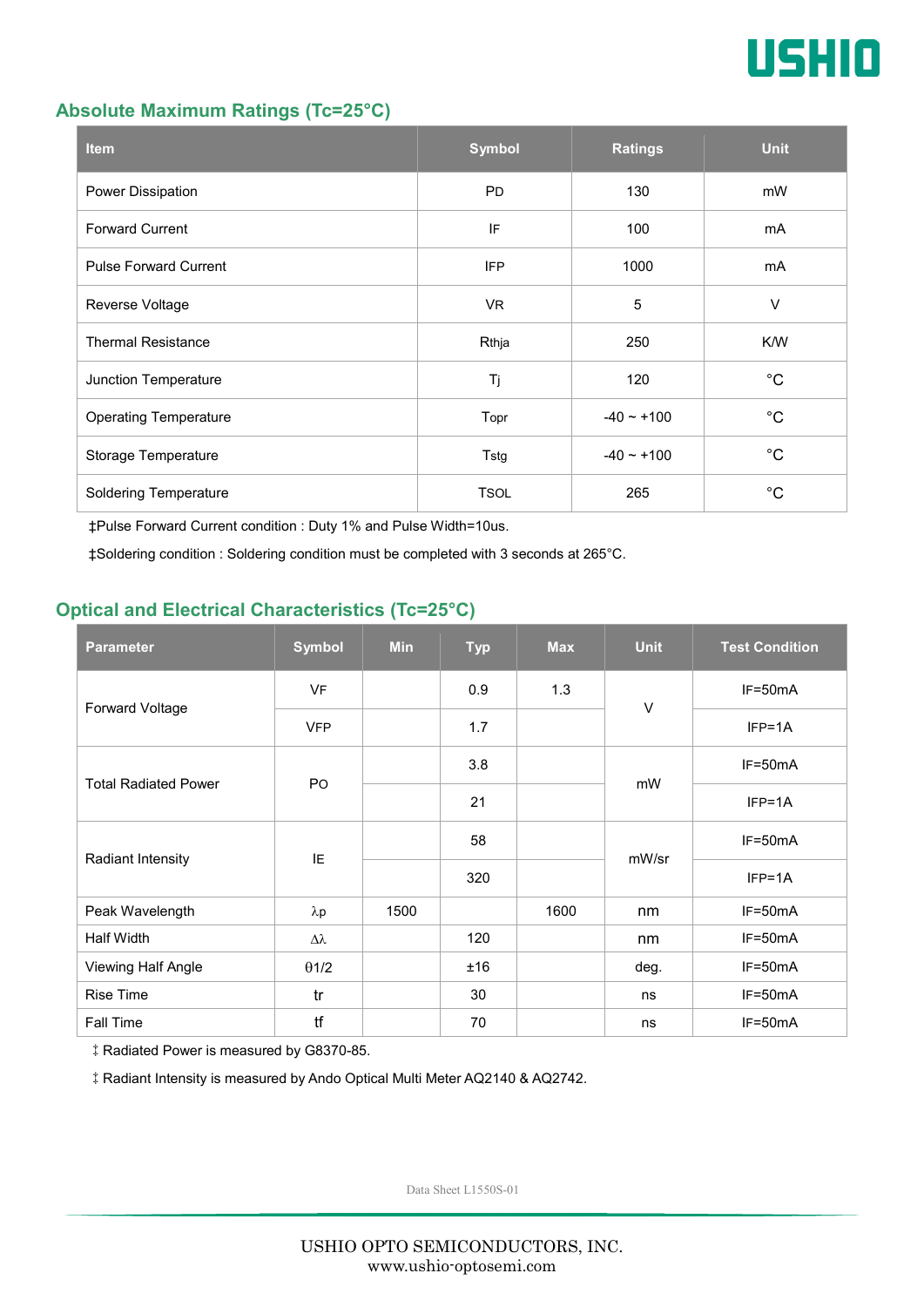## Absolute Maximum Ratings (Tc=25°C)

| Item | Symbol | Ratings | Unit |
|---|---|---|---|
| Power Dissipation | PD | 130 | mW |
| Forward Current | IF | 100 | mA |
| Pulse Forward Current | IFP | 1000 | mA |
| Reverse Voltage | VR | 5 | V |
| Thermal Resistance | Rthja | 250 | K/W |
| Junction Temperature | Tj | 120 | °C |
| Operating Temperature | Topr | -40 ~ +100 | °C |
| Storage Temperature | Tstg | -40 ~ +100 | °C |
| Soldering Temperature | TSOL | 265 | °C |

‡Pulse Forward Current condition : Duty 1% and Pulse Width=10us.

‡Soldering condition : Soldering condition must be completed with 3 seconds at 265°C.

## Optical and Electrical Characteristics (Tc=25°C)

| Parameter | Symbol | Min | Typ | Max | Unit | Test Condition |
|---|---|---|---|---|---|---|
| Forward Voltage | VF | | 0.9 | 1.3 | V | IF=50mA |
| | VFP | | 1.7 | | | IFP=1A |
| Total Radiated Power | PO | | 3.8 | | mW | IF=50mA |
| | | | 21 | | | IFP=1A |
| Radiant Intensity | IE | | 58 | | mW/sr | IF=50mA |
| | | | 320 | | | IFP=1A |
| Peak Wavelength | λp | 1500 | | 1600 | nm | IF=50mA |
| Half Width | Δλ | | 120 | | nm | IF=50mA |
| Viewing Half Angle | θ1/2 | | ±16 | | deg. | IF=50mA |
| Rise Time | tr | | 30 | | ns | IF=50mA |
| Fall Time | tf | | 70 | | ns | IF=50mA |

‡ Radiated Power is measured by G8370-85.

‡ Radiant Intensity is measured by Ando Optical Multi Meter AQ2140 & AQ2742.

Data Sheet L1550S-01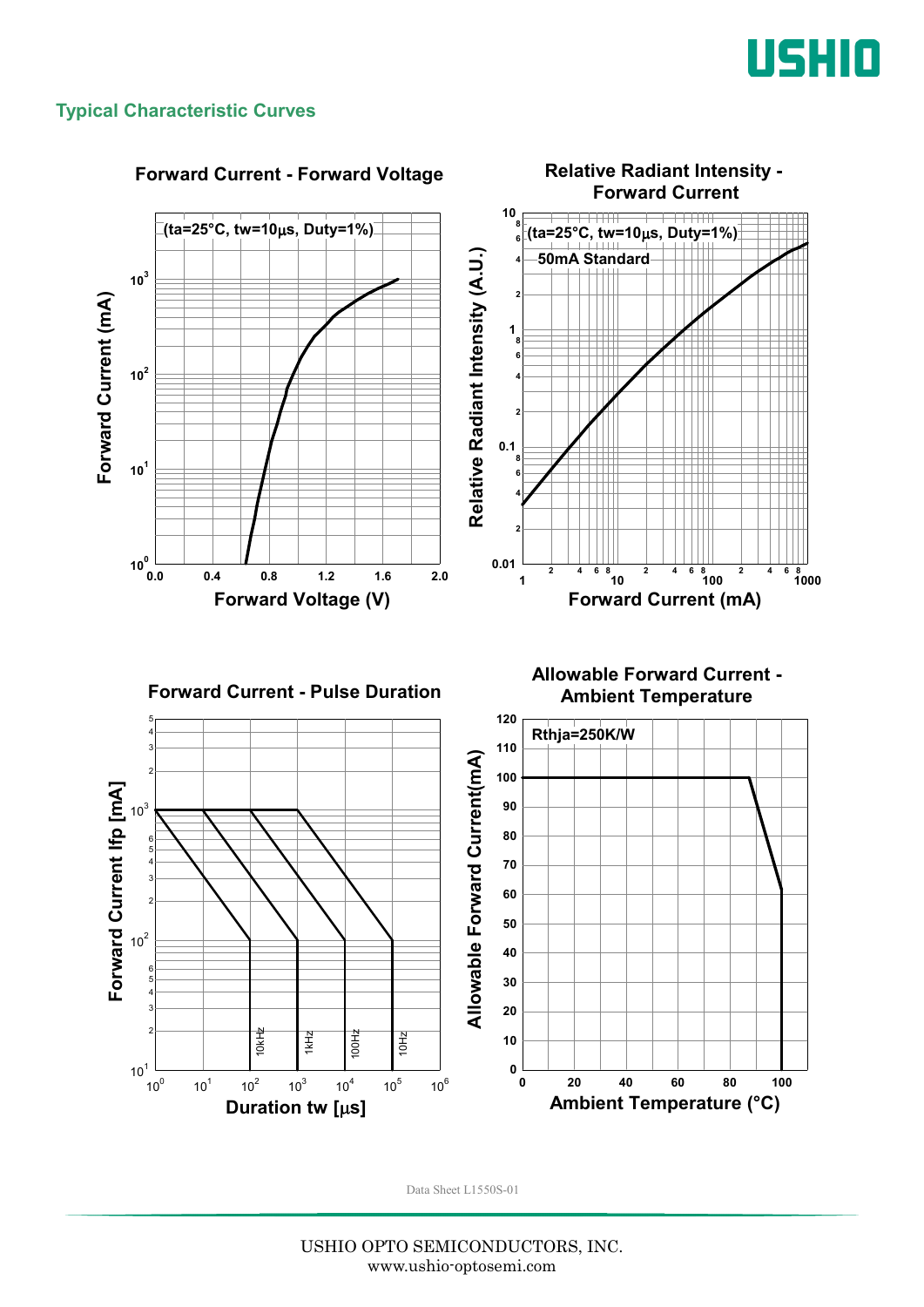## Typical Characteristic Curves

### Forward Current - Forward Voltage

(ta=25°C, tw=10μs, Duty=1%)

Forward Current (mA)

Forward Voltage (V)

### Relative Radiant Intensity - Forward Current

(ta=25°C, tw=10μs, Duty=1%)

50mA Standard

Relative Radiant Intensity (A.U.)

Forward Current (mA)

### Forward Current - Pulse Duration

Forward Current Ifp [mA]

Duration tw [μs]

10kHz, 1kHz, 100Hz, 10Hz

### Allowable Forward Current - Ambient Temperature

Rthja=250K/W

Allowable Forward Current(mA)

Ambient Temperature (°C)

Data Sheet L1550S-01

USHIO OPTO SEMICONDUCTORS, INC.
www.ushio-optosemi.com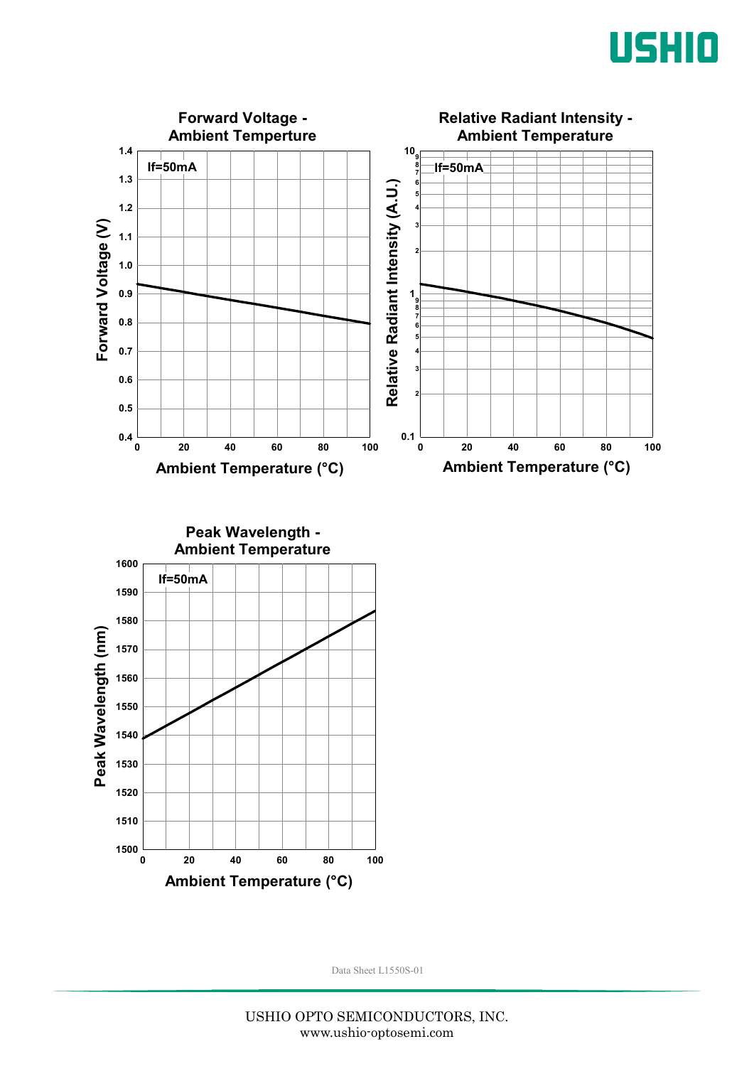### Forward Voltage - Ambient Temperture

If=50mA

Forward Voltage (V)

Ambient Temperature (°C)

### Relative Radiant Intensity - Ambient Temperature

If=50mA

Relative Radiant Intensity (A.U.)

Ambient Temperature (°C)

### Peak Wavelength - Ambient Temperature

If=50mA

Peak Wavelength (nm)

Ambient Temperature (°C)

Data Sheet L1550S-01

USHIO OPTO SEMICONDUCTORS, INC.
www.ushio-optosemi.com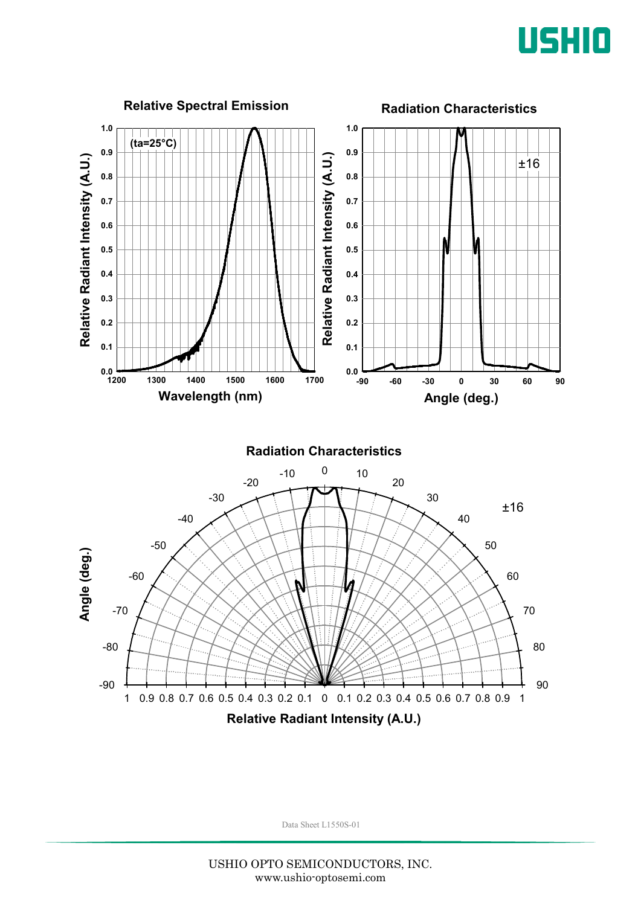## Relative Spectral Emission

(ta=25°C)

Relative Radiant Intensity (A.U.) vs. Wavelength (nm)

## Radiation Characteristics

±16

Relative Radiant Intensity (A.U.) vs. Angle (deg.)

## Radiation Characteristics

±16

Angle (deg.) vs. Relative Radiant Intensity (A.U.)

Data Sheet L1550S-01

USHIO OPTO SEMICONDUCTORS, INC.
www.ushio-optosemi.com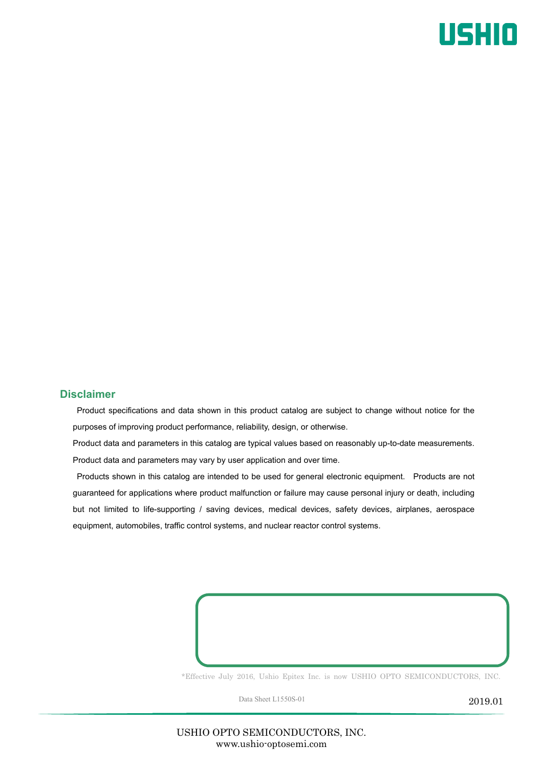## Disclaimer

Product specifications and data shown in this product catalog are subject to change without notice for the purposes of improving product performance, reliability, design, or otherwise.

Product data and parameters in this catalog are typical values based on reasonably up-to-date measurements. Product data and parameters may vary by user application and over time.

Products shown in this catalog are intended to be used for general electronic equipment. Products are not guaranteed for applications where product malfunction or failure may cause personal injury or death, including but not limited to life-supporting / saving devices, medical devices, safety devices, airplanes, aerospace equipment, automobiles, traffic control systems, and nuclear reactor control systems.

*Effective July 2016, Ushio Epitex Inc. is now USHIO OPTO SEMICONDUCTORS, INC.

Data Sheet L1550S-01

2019.01

USHIO OPTO SEMICONDUCTORS, INC.
www.ushio-optosemi.com